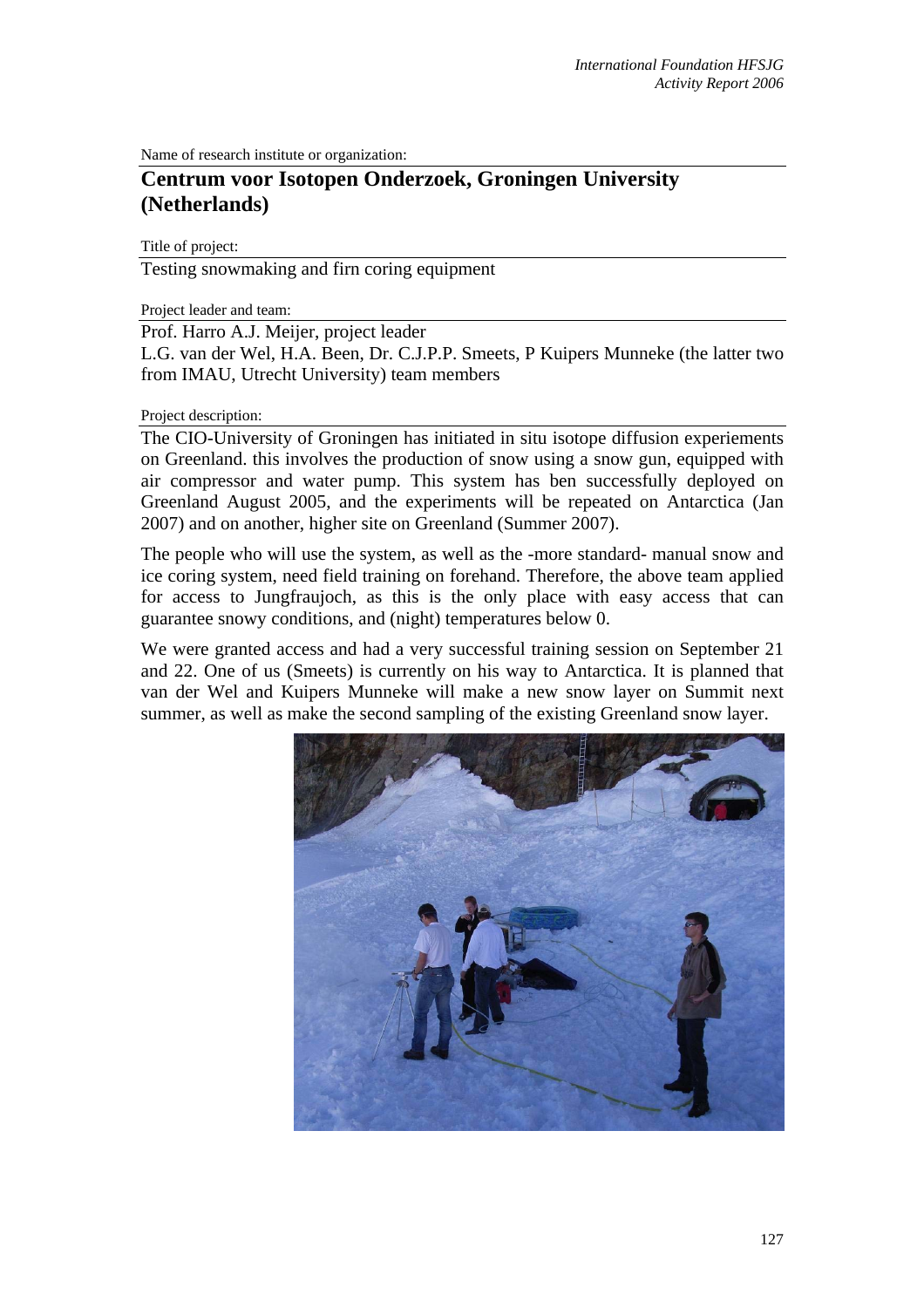Name of research institute or organization:

# Centrum voor Isotopen Onderzoek, Groningen University (Netherlands)

Title of project:

Testing snowmaking and firn coring equipment

Project leader and team:

Prof. Harro A.J. Meijer, project leader
L.G. van der Wel, H.A. Been, Dr. C.J.P.P. Smeets, P Kuipers Munneke (the latter two from IMAU, Utrecht University) team members

Project description:

The CIO-University of Groningen has initiated in situ isotope diffusion experiements on Greenland. this involves the production of snow using a snow gun, equipped with air compressor and water pump. This system has ben successfully deployed on Greenland August 2005, and the experiments will be repeated on Antarctica (Jan 2007) and on another, higher site on Greenland (Summer 2007).

The people who will use the system, as well as the -more standard- manual snow and ice coring system, need field training on forehand. Therefore, the above team applied for access to Jungfraujoch, as this is the only place with easy access that can guarantee snowy conditions, and (night) temperatures below 0.

We were granted access and had a very successful training session on September 21 and 22. One of us (Smeets) is currently on his way to Antarctica. It is planned that van der Wel and Kuipers Munneke will make a new snow layer on Summit next summer, as well as make the second sampling of the existing Greenland snow layer.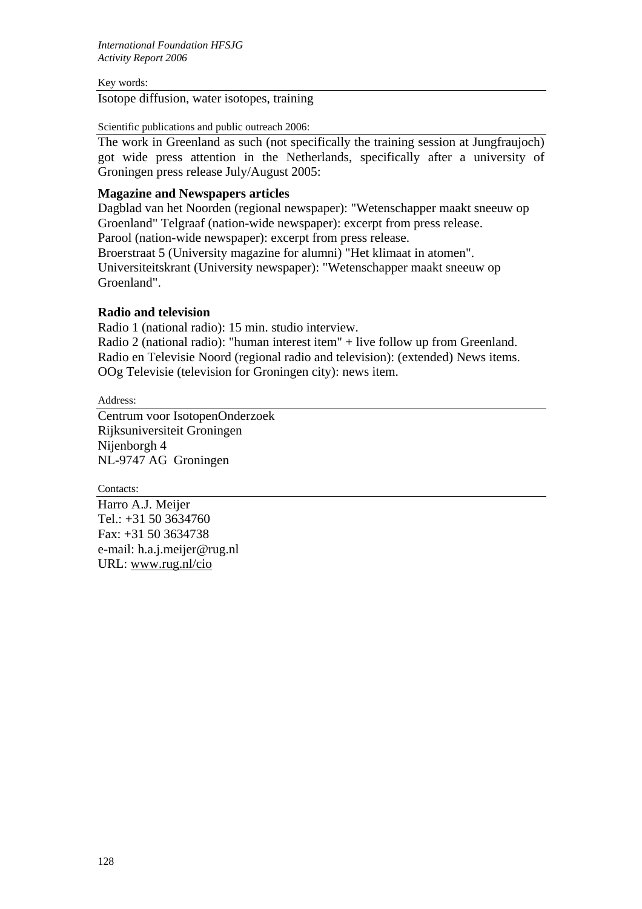Key words:

Isotope diffusion, water isotopes, training

Scientific publications and public outreach 2006:

The work in Greenland as such (not specifically the training session at Jungfraujoch) got wide press attention in the Netherlands, specifically after a university of Groningen press release July/August 2005:

**Magazine and Newspapers articles**

Dagblad van het Noorden (regional newspaper): "Wetenschapper maakt sneeuw op Groenland" Telgraaf (nation-wide newspaper): excerpt from press release.
Parool (nation-wide newspaper): excerpt from press release.
Broerstraat 5 (University magazine for alumni) "Het klimaat in atomen".
Universiteitskrant (University newspaper): "Wetenschapper maakt sneeuw op Groenland".

**Radio and television**

Radio 1 (national radio): 15 min. studio interview.
Radio 2 (national radio): "human interest item" + live follow up from Greenland.
Radio en Televisie Noord (regional radio and television): (extended) News items.
OOg Televisie (television for Groningen city): news item.

Address:

Centrum voor IsotopenOnderzoek
Rijksuniversiteit Groningen
Nijenborgh 4
NL-9747 AG Groningen

Contacts:

Harro A.J. Meijer
Tel.: +31 50 3634760
Fax: +31 50 3634738
e-mail: h.a.j.meijer@rug.nl
URL: www.rug.nl/cio